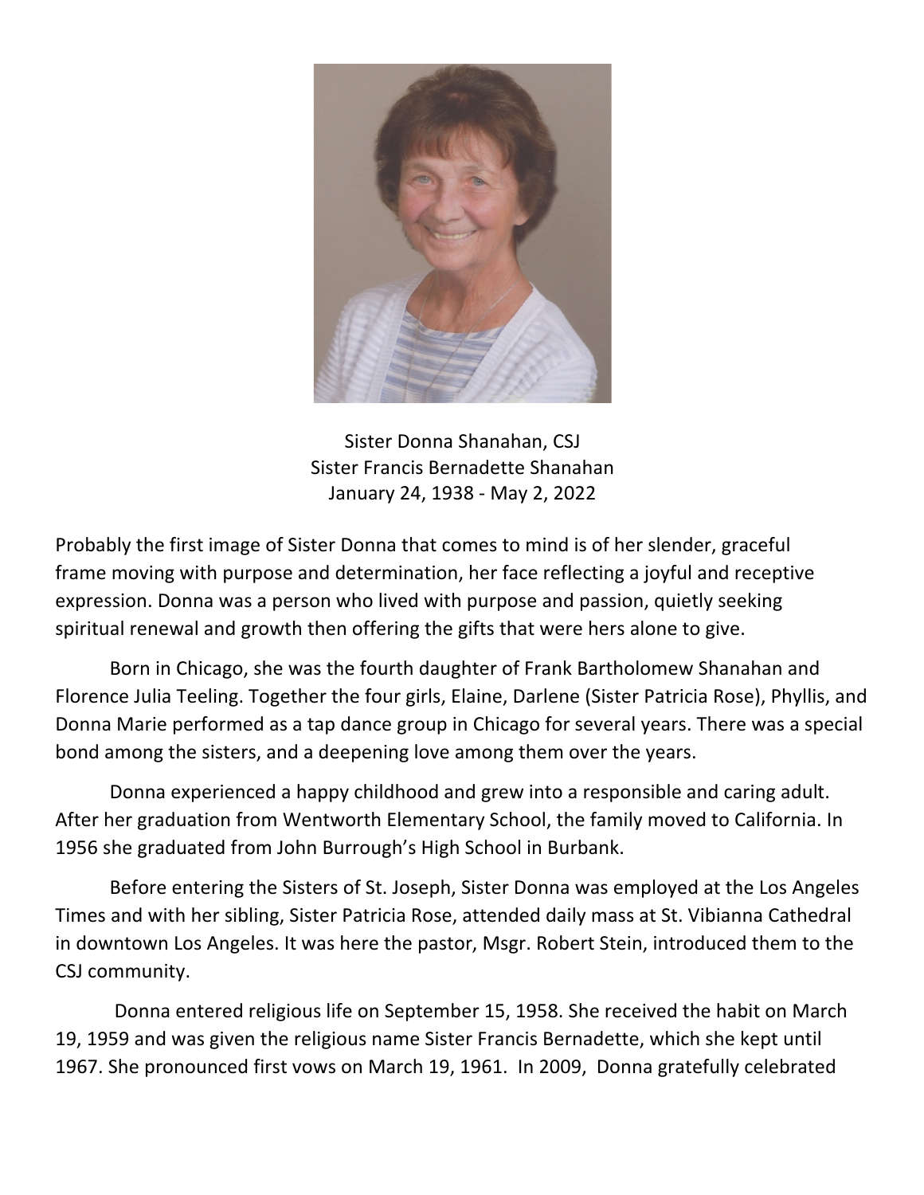Sister Donna Shanahan, CSJ
Sister Francis Bernadette Shanahan
January 24, 1938 - May 2, 2022

Probably the first image of Sister Donna that comes to mind is of her slender, graceful frame moving with purpose and determination, her face reflecting a joyful and receptive expression. Donna was a person who lived with purpose and passion, quietly seeking spiritual renewal and growth then offering the gifts that were hers alone to give.

Born in Chicago, she was the fourth daughter of Frank Bartholomew Shanahan and Florence Julia Teeling. Together the four girls, Elaine, Darlene (Sister Patricia Rose), Phyllis, and Donna Marie performed as a tap dance group in Chicago for several years. There was a special bond among the sisters, and a deepening love among them over the years.

Donna experienced a happy childhood and grew into a responsible and caring adult. After her graduation from Wentworth Elementary School, the family moved to California. In 1956 she graduated from John Burrough's High School in Burbank.

Before entering the Sisters of St. Joseph, Sister Donna was employed at the Los Angeles Times and with her sibling, Sister Patricia Rose, attended daily mass at St. Vibianna Cathedral in downtown Los Angeles. It was here the pastor, Msgr. Robert Stein, introduced them to the CSJ community.

Donna entered religious life on September 15, 1958. She received the habit on March 19, 1959 and was given the religious name Sister Francis Bernadette, which she kept until 1967. She pronounced first vows on March 19, 1961. In 2009, Donna gratefully celebrated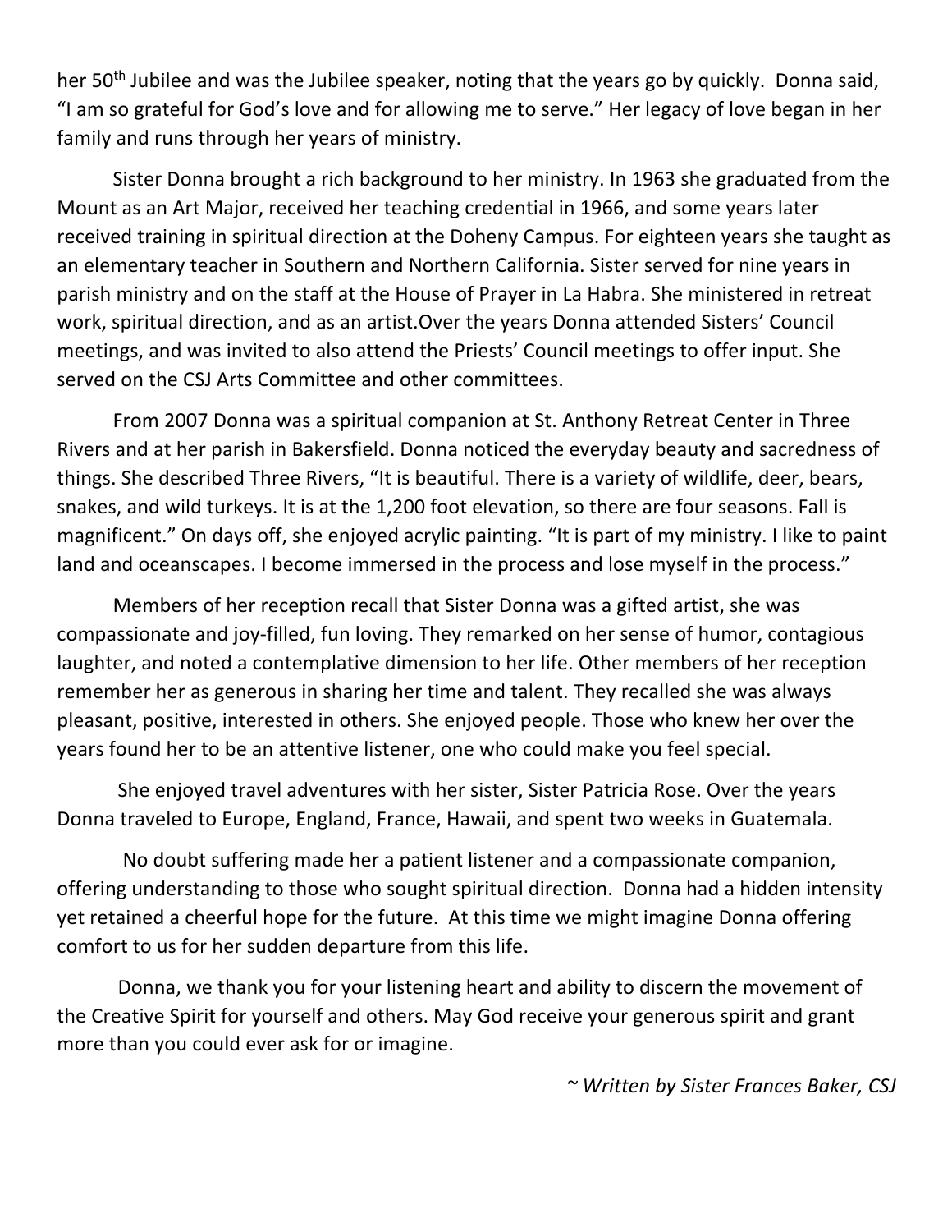her 50th Jubilee and was the Jubilee speaker, noting that the years go by quickly. Donna said, "I am so grateful for God's love and for allowing me to serve." Her legacy of love began in her family and runs through her years of ministry.

Sister Donna brought a rich background to her ministry. In 1963 she graduated from the Mount as an Art Major, received her teaching credential in 1966, and some years later received training in spiritual direction at the Doheny Campus. For eighteen years she taught as an elementary teacher in Southern and Northern California. Sister served for nine years in parish ministry and on the staff at the House of Prayer in La Habra. She ministered in retreat work, spiritual direction, and as an artist.Over the years Donna attended Sisters' Council meetings, and was invited to also attend the Priests' Council meetings to offer input. She served on the CSJ Arts Committee and other committees.

From 2007 Donna was a spiritual companion at St. Anthony Retreat Center in Three Rivers and at her parish in Bakersfield. Donna noticed the everyday beauty and sacredness of things. She described Three Rivers, "It is beautiful. There is a variety of wildlife, deer, bears, snakes, and wild turkeys. It is at the 1,200 foot elevation, so there are four seasons. Fall is magnificent." On days off, she enjoyed acrylic painting. "It is part of my ministry. I like to paint land and oceanscapes. I become immersed in the process and lose myself in the process."

Members of her reception recall that Sister Donna was a gifted artist, she was compassionate and joy-filled, fun loving. They remarked on her sense of humor, contagious laughter, and noted a contemplative dimension to her life. Other members of her reception remember her as generous in sharing her time and talent. They recalled she was always pleasant, positive, interested in others. She enjoyed people. Those who knew her over the years found her to be an attentive listener, one who could make you feel special.

She enjoyed travel adventures with her sister, Sister Patricia Rose. Over the years Donna traveled to Europe, England, France, Hawaii, and spent two weeks in Guatemala.

No doubt suffering made her a patient listener and a compassionate companion, offering understanding to those who sought spiritual direction. Donna had a hidden intensity yet retained a cheerful hope for the future. At this time we might imagine Donna offering comfort to us for her sudden departure from this life.

Donna, we thank you for your listening heart and ability to discern the movement of the Creative Spirit for yourself and others. May God receive your generous spirit and grant more than you could ever ask for or imagine.

*~ Written by Sister Frances Baker, CSJ*